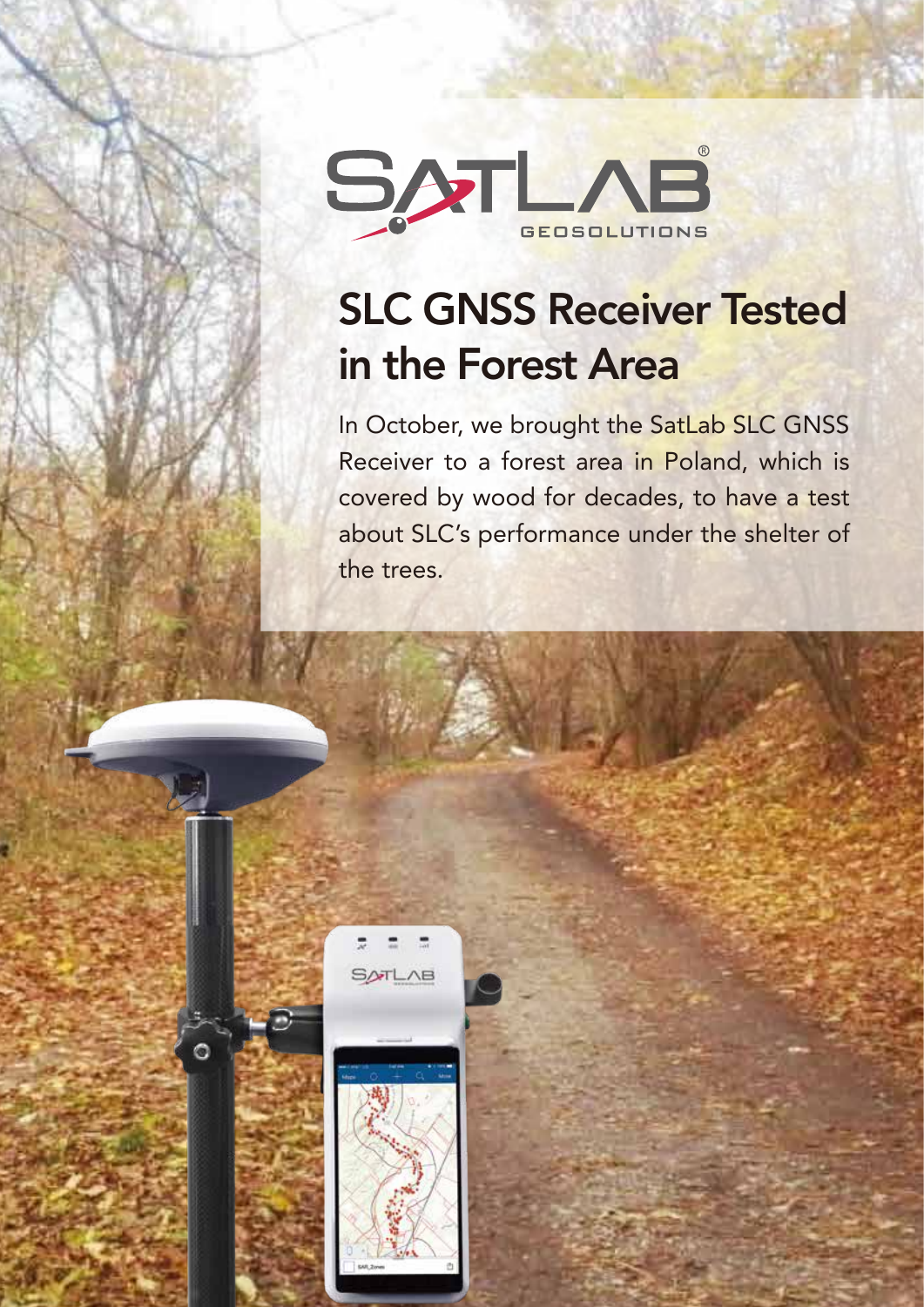SATLAB GEOSOLUTIONS

# SLC GNSS Receiver Tested in the Forest Area

In October, we brought the SatLab SLC GNSS Receiver to a forest area in Poland, which is covered by wood for decades, to have a test about SLC's performance under the shelter of the trees.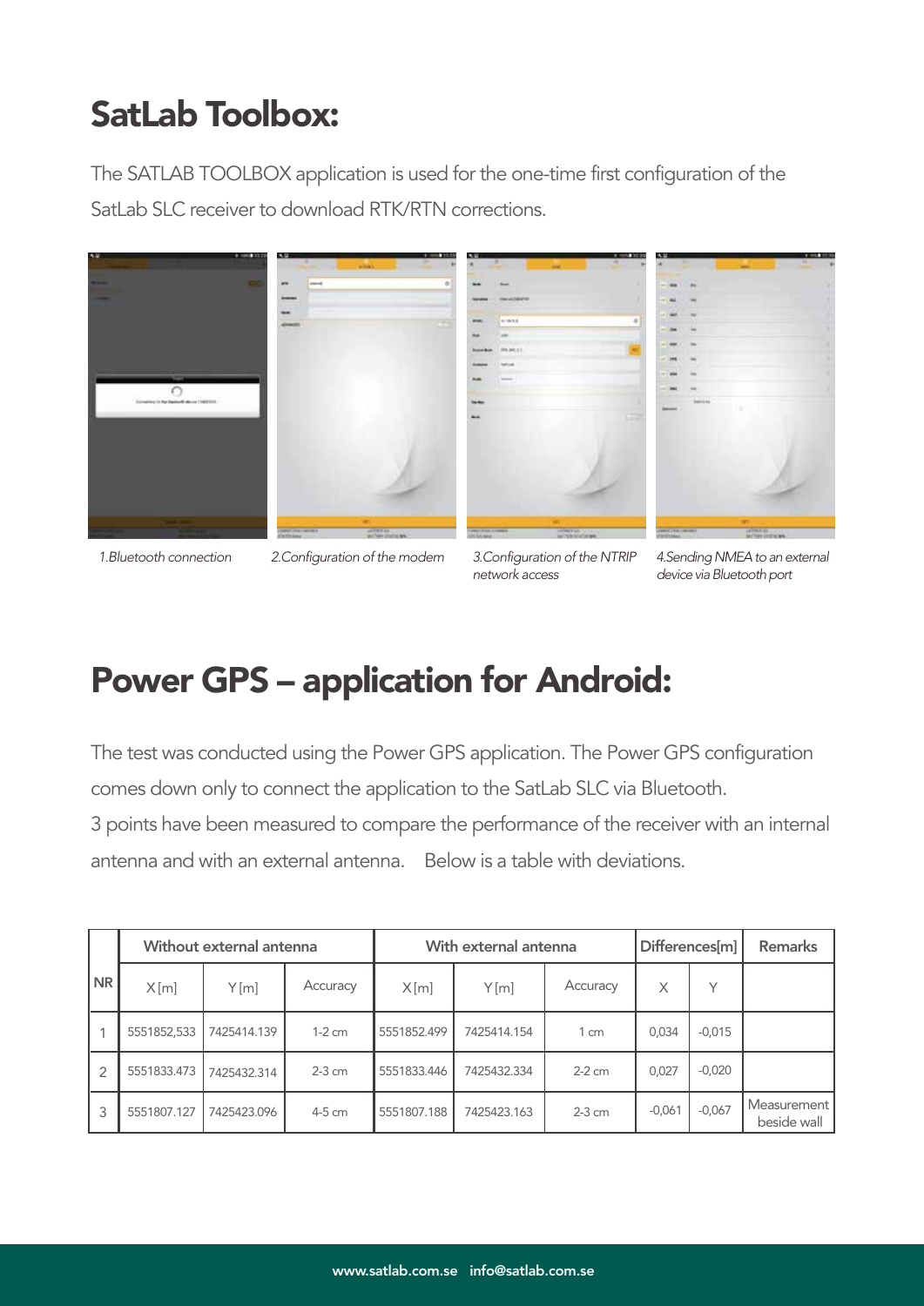# SatLab Toolbox:

The SATLAB TOOLBOX application is used for the one-time first configuration of the SatLab SLC receiver to download RTK/RTN corrections.

*1.Bluetooth connection*

*2.Configuration of the modem*

*3.Configuration of the NTRIP network access*

*4.Sending NMEA to an external device via Bluetooth port*

# Power GPS – application for Android:

The test was conducted using the Power GPS application. The Power GPS configuration comes down only to connect the application to the SatLab SLC via Bluetooth.
3 points have been measured to compare the performance of the receiver with an internal antenna and with an external antenna. Below is a table with deviations.

| NR | Without external antenna | | | With external antenna | | | Differences[m] | | Remarks |
|---|---|---|---|---|---|---|---|---|---|
| | X[m] | Y[m] | Accuracy | X[m] | Y[m] | Accuracy | X | Y | |
| 1 | 5551852,533 | 7425414.139 | 1-2 cm | 5551852.499 | 7425414.154 | 1 cm | 0,034 | -0,015 | |
| 2 | 5551833.473 | 7425432.314 | 2-3 cm | 5551833.446 | 7425432.334 | 2-2 cm | 0,027 | -0,020 | |
| 3 | 5551807.127 | 7425423.096 | 4-5 cm | 5551807.188 | 7425423.163 | 2-3 cm | -0,061 | -0,067 | Measurement beside wall |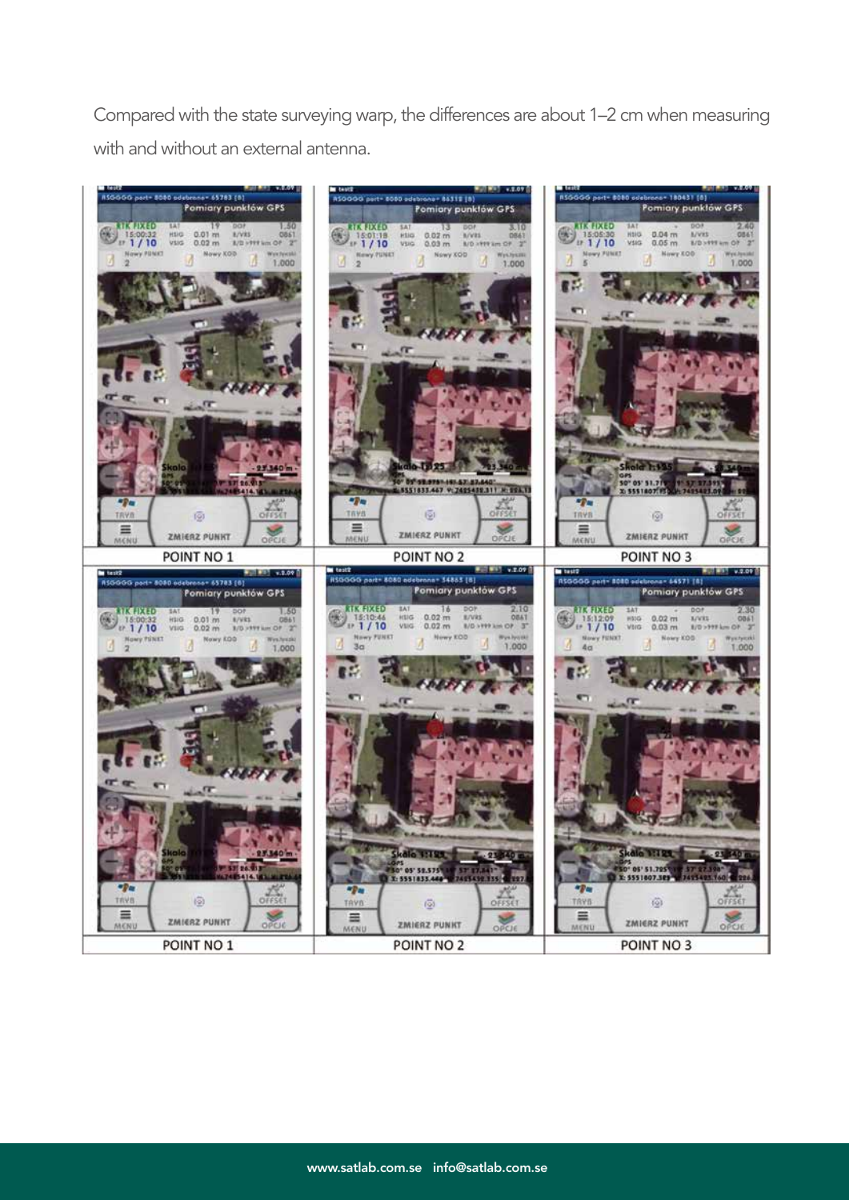Compared with the state surveying warp, the differences are about 1–2 cm when measuring with and without an external antenna.

| POINT NO 1 | POINT NO 2 | POINT NO 3 |
|---|---|---|
| POINT NO 1 | POINT NO 2 | POINT NO 3 |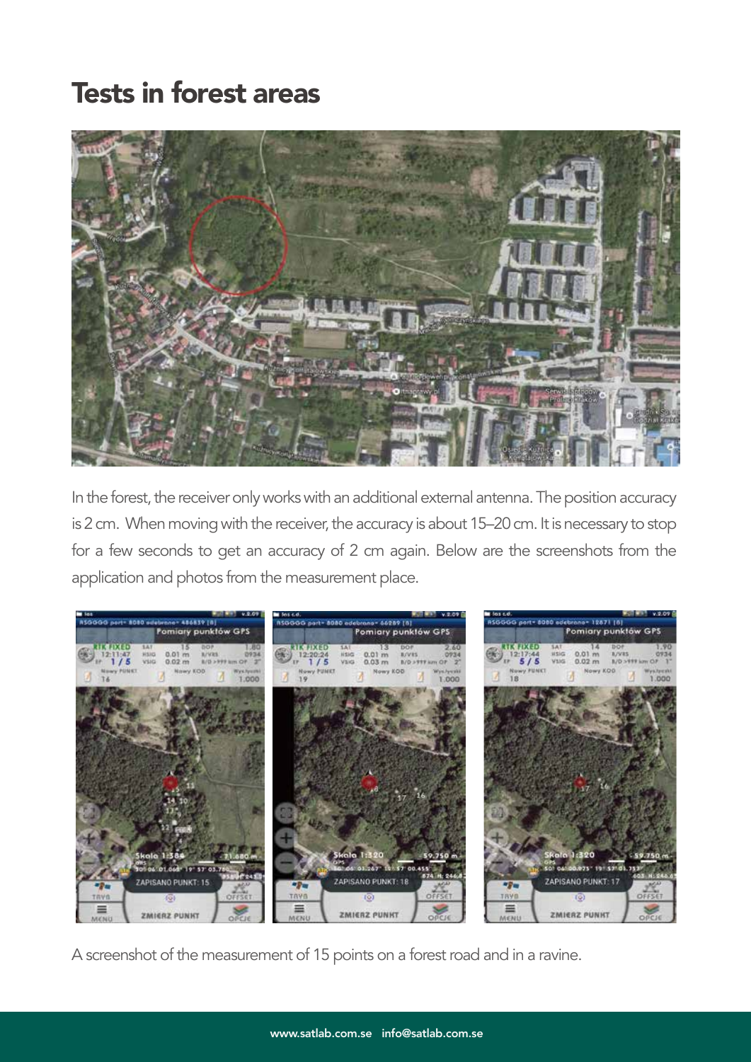# Tests in forest areas

In the forest, the receiver only works with an additional external antenna. The position accuracy is 2 cm. When moving with the receiver, the accuracy is about 15–20 cm. It is necessary to stop for a few seconds to get an accuracy of 2 cm again. Below are the screenshots from the application and photos from the measurement place.

A screenshot of the measurement of 15 points on a forest road and in a ravine.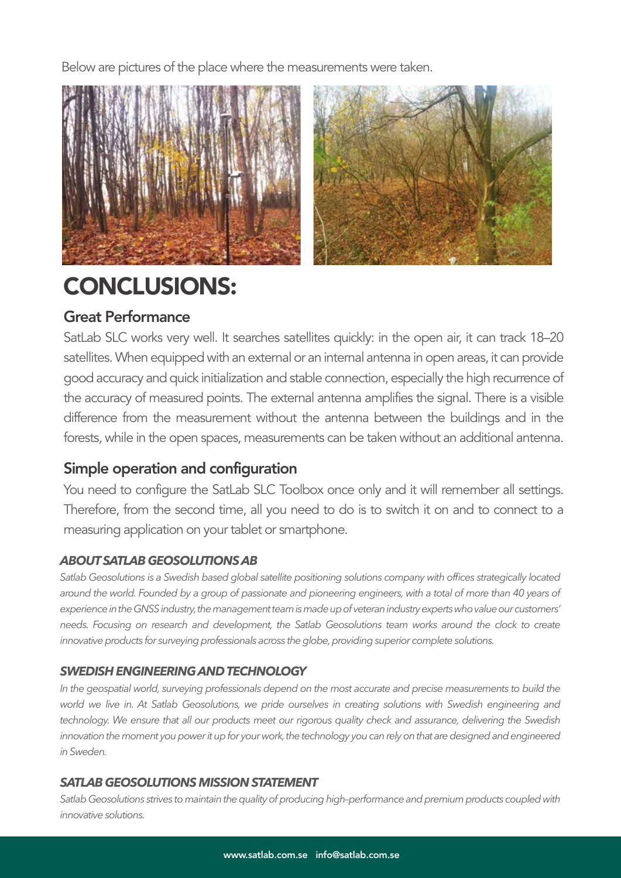Below are pictures of the place where the measurements were taken.

# CONCLUSIONS:

## Great Performance

SatLab SLC works very well. It searches satellites quickly: in the open air, it can track 18–20 satellites. When equipped with an external or an internal antenna in open areas, it can provide good accuracy and quick initialization and stable connection, especially the high recurrence of the accuracy of measured points. The external antenna amplifies the signal. There is a visible difference from the measurement without the antenna between the buildings and in the forests, while in the open spaces, measurements can be taken without an additional antenna.

## Simple operation and configuration

You need to configure the SatLab SLC Toolbox once only and it will remember all settings. Therefore, from the second time, all you need to do is to switch it on and to connect to a measuring application on your tablet or smartphone.

### *ABOUT SATLAB GEOSOLUTIONS AB*

*Satlab Geosolutions is a Swedish based global satellite positioning solutions company with offices strategically located around the world. Founded by a group of passionate and pioneering engineers, with a total of more than 40 years of experience in the GNSS industry, the management team is made up of veteran industry experts who value our customers' needs. Focusing on research and development, the Satlab Geosolutions team works around the clock to create innovative products for surveying professionals across the globe, providing superior complete solutions.*

### *SWEDISH ENGINEERING AND TECHNOLOGY*

*In the geospatial world, surveying professionals depend on the most accurate and precise measurements to build the world we live in. At Satlab Geosolutions, we pride ourselves in creating solutions with Swedish engineering and technology. We ensure that all our products meet our rigorous quality check and assurance, delivering the Swedish innovation the moment you power it up for your work, the technology you can rely on that are designed and engineered in Sweden.*

### *SATLAB GEOSOLUTIONS MISSION STATEMENT*

*Satlab Geosolutions strives to maintain the quality of producing high-performance and premium products coupled with innovative solutions.*

www.satlab.com.se info@satlab.com.se